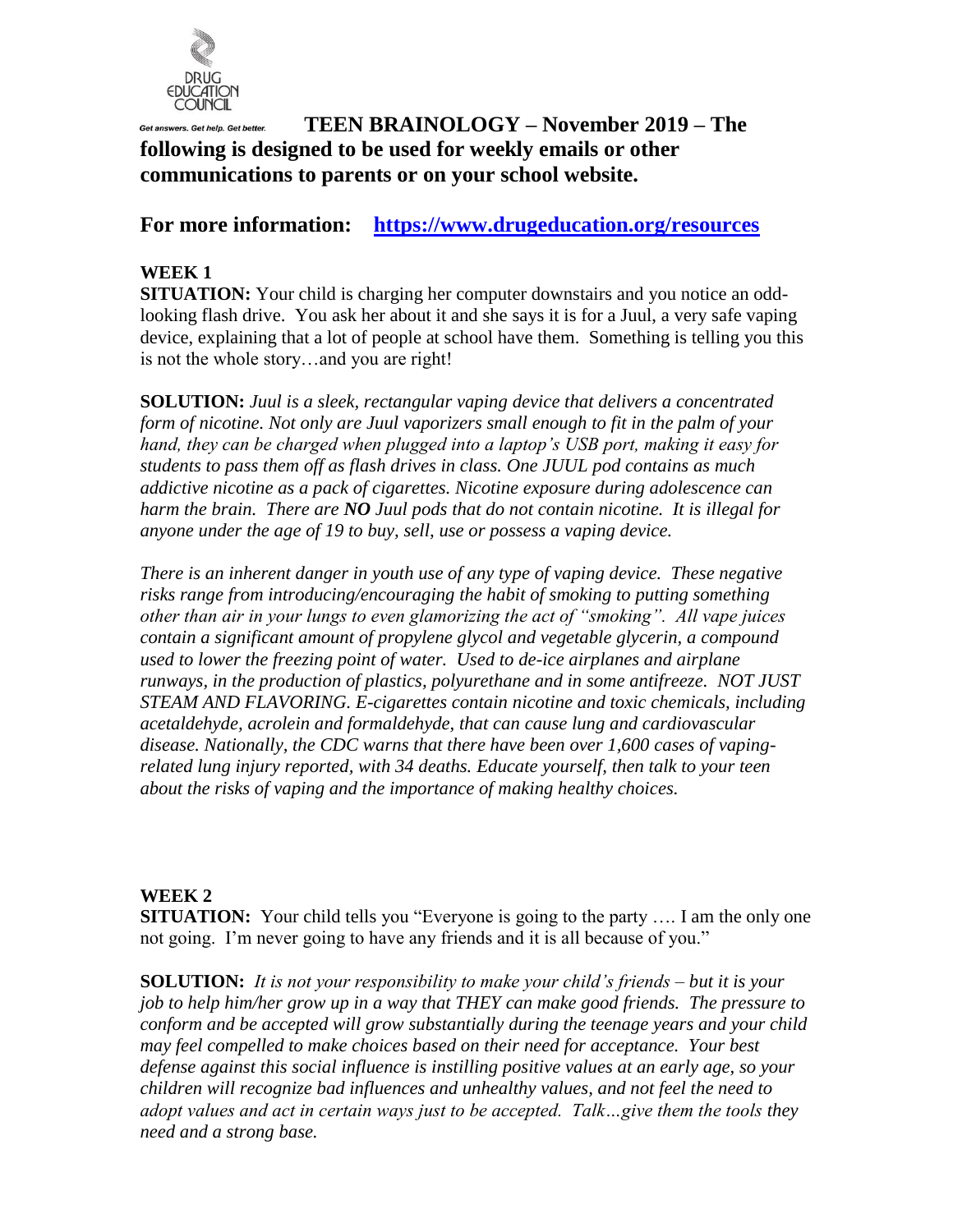DRUG EDUCATION COUNCIL

*Get answers. Get help. Get better.*

# TEEN BRAINOLOGY – November 2019 – The following is designed to be used for weekly emails or other communications to parents or on your school website.

## For more information: [https://www.drugeducation.org/resources](https://www.drugeducation.org/resources)

### WEEK 1

**SITUATION:** Your child is charging her computer downstairs and you notice an odd-looking flash drive. You ask her about it and she says it is for a Juul, a very safe vaping device, explaining that a lot of people at school have them. Something is telling you this is not the whole story…and you are right!

**SOLUTION:** *Juul is a sleek, rectangular vaping device that delivers a concentrated form of nicotine. Not only are Juul vaporizers small enough to fit in the palm of your hand, they can be charged when plugged into a laptop's USB port, making it easy for students to pass them off as flash drives in class. One JUUL pod contains as much addictive nicotine as a pack of cigarettes. Nicotine exposure during adolescence can harm the brain. There are **NO** Juul pods that do not contain nicotine. It is illegal for anyone under the age of 19 to buy, sell, use or possess a vaping device.*

*There is an inherent danger in youth use of any type of vaping device. These negative risks range from introducing/encouraging the habit of smoking to putting something other than air in your lungs to even glamorizing the act of "smoking". All vape juices contain a significant amount of propylene glycol and vegetable glycerin, a compound used to lower the freezing point of water. Used to de-ice airplanes and airplane runways, in the production of plastics, polyurethane and in some antifreeze. NOT JUST STEAM AND FLAVORING. E-cigarettes contain nicotine and toxic chemicals, including acetaldehyde, acrolein and formaldehyde, that can cause lung and cardiovascular disease. Nationally, the CDC warns that there have been over 1,600 cases of vaping-related lung injury reported, with 34 deaths. Educate yourself, then talk to your teen about the risks of vaping and the importance of making healthy choices.*

### WEEK 2

**SITUATION:** Your child tells you "Everyone is going to the party …. I am the only one not going. I'm never going to have any friends and it is all because of you."

**SOLUTION:** *It is not your responsibility to make your child's friends – but it is your job to help him/her grow up in a way that THEY can make good friends. The pressure to conform and be accepted will grow substantially during the teenage years and your child may feel compelled to make choices based on their need for acceptance. Your best defense against this social influence is instilling positive values at an early age, so your children will recognize bad influences and unhealthy values, and not feel the need to adopt values and act in certain ways just to be accepted. Talk…give them the tools they need and a strong base.*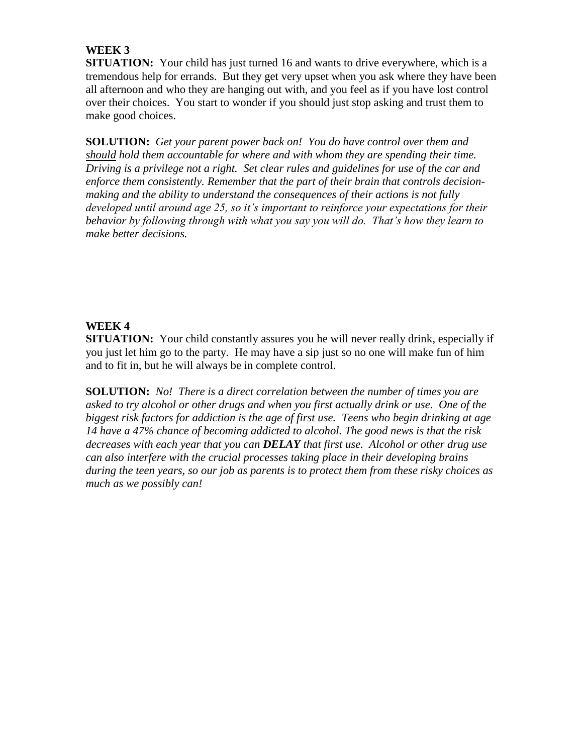**WEEK 3**

**SITUATION:** Your child has just turned 16 and wants to drive everywhere, which is a tremendous help for errands. But they get very upset when you ask where they have been all afternoon and who they are hanging out with, and you feel as if you have lost control over their choices. You start to wonder if you should just stop asking and trust them to make good choices.

**SOLUTION:** *Get your parent power back on! You do have control over them and should hold them accountable for where and with whom they are spending their time. Driving is a privilege not a right. Set clear rules and guidelines for use of the car and enforce them consistently. Remember that the part of their brain that controls decision-making and the ability to understand the consequences of their actions is not fully developed until around age 25, so it's important to reinforce your expectations for their behavior by following through with what you say you will do. That's how they learn to make better decisions.*

**WEEK 4**

**SITUATION:** Your child constantly assures you he will never really drink, especially if you just let him go to the party. He may have a sip just so no one will make fun of him and to fit in, but he will always be in complete control.

**SOLUTION:** *No! There is a direct correlation between the number of times you are asked to try alcohol or other drugs and when you first actually drink or use. One of the biggest risk factors for addiction is the age of first use. Teens who begin drinking at age 14 have a 47% chance of becoming addicted to alcohol. The good news is that the risk decreases with each year that you can* ***DELAY*** *that first use. Alcohol or other drug use can also interfere with the crucial processes taking place in their developing brains during the teen years, so our job as parents is to protect them from these risky choices as much as we possibly can!*